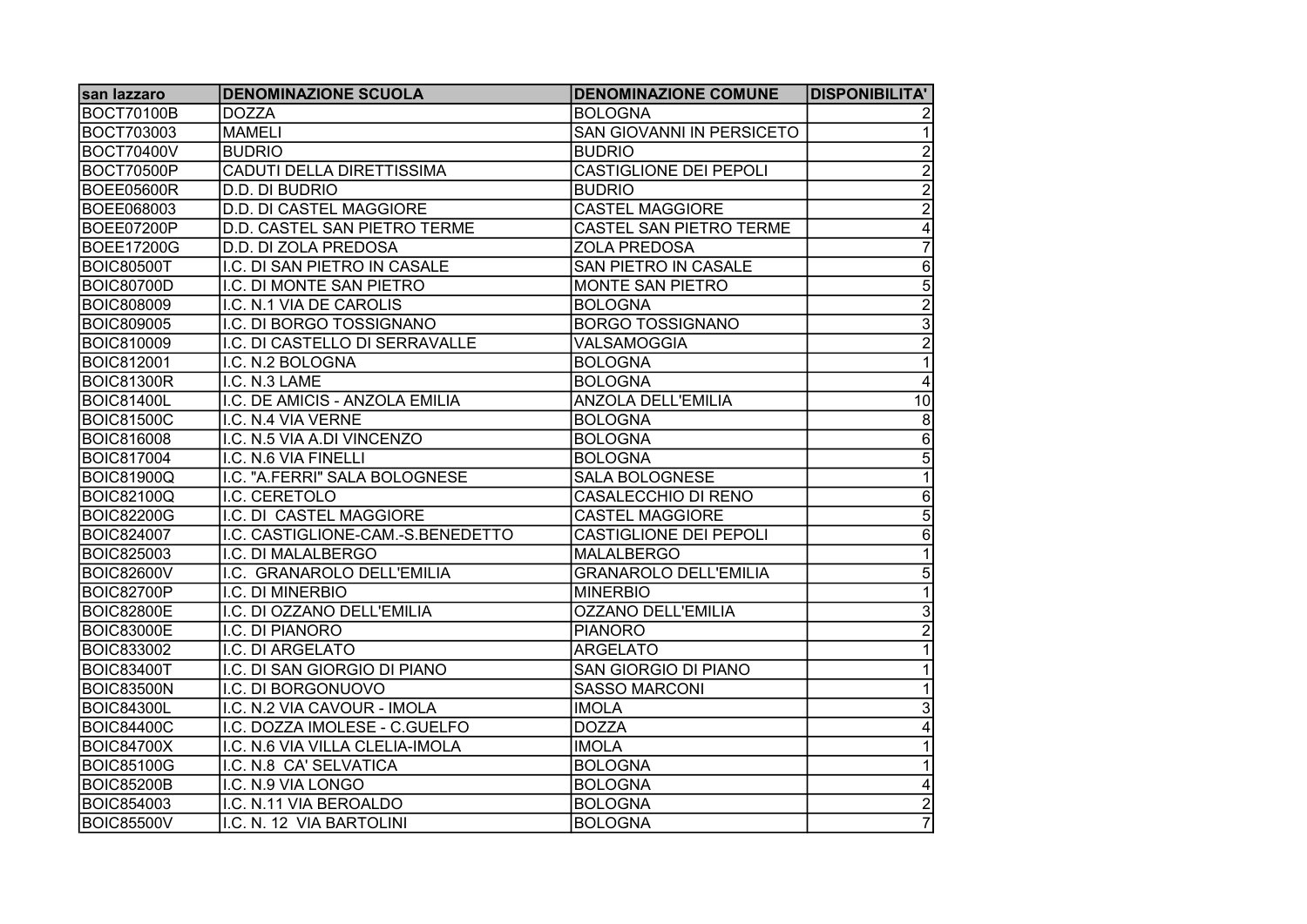| san lazzaro | DENOMINAZIONE SCUOLA | DENOMINAZIONE COMUNE | DISPONIBILITA' |
|---|---|---|---|
| BOCT70100B | DOZZA | BOLOGNA | 2 |
| BOCT703003 | MAMELI | SAN GIOVANNI IN PERSICETO | 1 |
| BOCT70400V | BUDRIO | BUDRIO | 2 |
| BOCT70500P | CADUTI DELLA DIRETTISSIMA | CASTIGLIONE DEI PEPOLI | 2 |
| BOEE05600R | D.D. DI BUDRIO | BUDRIO | 2 |
| BOEE068003 | D.D. DI CASTEL MAGGIORE | CASTEL MAGGIORE | 2 |
| BOEE07200P | D.D. CASTEL SAN PIETRO TERME | CASTEL SAN PIETRO TERME | 4 |
| BOEE17200G | D.D. DI ZOLA PREDOSA | ZOLA PREDOSA | 7 |
| BOIC80500T | I.C. DI SAN PIETRO IN CASALE | SAN PIETRO IN CASALE | 6 |
| BOIC80700D | I.C. DI MONTE SAN PIETRO | MONTE SAN PIETRO | 5 |
| BOIC808009 | I.C. N.1 VIA DE CAROLIS | BOLOGNA | 2 |
| BOIC809005 | I.C. DI BORGO TOSSIGNANO | BORGO TOSSIGNANO | 3 |
| BOIC810009 | I.C. DI CASTELLO DI SERRAVALLE | VALSAMOGGIA | 2 |
| BOIC812001 | I.C. N.2 BOLOGNA | BOLOGNA | 1 |
| BOIC81300R | I.C. N.3 LAME | BOLOGNA | 4 |
| BOIC81400L | I.C. DE AMICIS - ANZOLA EMILIA | ANZOLA DELL'EMILIA | 10 |
| BOIC81500C | I.C. N.4 VIA VERNE | BOLOGNA | 8 |
| BOIC816008 | I.C. N.5 VIA A.DI VINCENZO | BOLOGNA | 6 |
| BOIC817004 | I.C. N.6 VIA FINELLI | BOLOGNA | 5 |
| BOIC81900Q | I.C. "A.FERRI" SALA BOLOGNESE | SALA BOLOGNESE | 1 |
| BOIC82100Q | I.C. CERETOLO | CASALECCHIO DI RENO | 6 |
| BOIC82200G | I.C. DI CASTEL MAGGIORE | CASTEL MAGGIORE | 5 |
| BOIC824007 | I.C. CASTIGLIONE-CAM.-S.BENEDETTO | CASTIGLIONE DEI PEPOLI | 6 |
| BOIC825003 | I.C. DI MALALBERGO | MALALBERGO | 1 |
| BOIC82600V | I.C. GRANAROLO DELL'EMILIA | GRANAROLO DELL'EMILIA | 5 |
| BOIC82700P | I.C. DI MINERBIO | MINERBIO | 1 |
| BOIC82800E | I.C. DI OZZANO DELL'EMILIA | OZZANO DELL'EMILIA | 3 |
| BOIC83000E | I.C. DI PIANORO | PIANORO | 2 |
| BOIC833002 | I.C. DI ARGELATO | ARGELATO | 1 |
| BOIC83400T | I.C. DI SAN GIORGIO DI PIANO | SAN GIORGIO DI PIANO | 1 |
| BOIC83500N | I.C. DI BORGONUOVO | SASSO MARCONI | 1 |
| BOIC84300L | I.C. N.2 VIA CAVOUR - IMOLA | IMOLA | 3 |
| BOIC84400C | I.C. DOZZA IMOLESE - C.GUELFO | DOZZA | 4 |
| BOIC84700X | I.C. N.6 VIA VILLA CLELIA-IMOLA | IMOLA | 1 |
| BOIC85100G | I.C. N.8 CA' SELVATICA | BOLOGNA | 1 |
| BOIC85200B | I.C. N.9 VIA LONGO | BOLOGNA | 4 |
| BOIC854003 | I.C. N.11 VIA BEROALDO | BOLOGNA | 2 |
| BOIC85500V | I.C. N. 12 VIA BARTOLINI | BOLOGNA | 7 |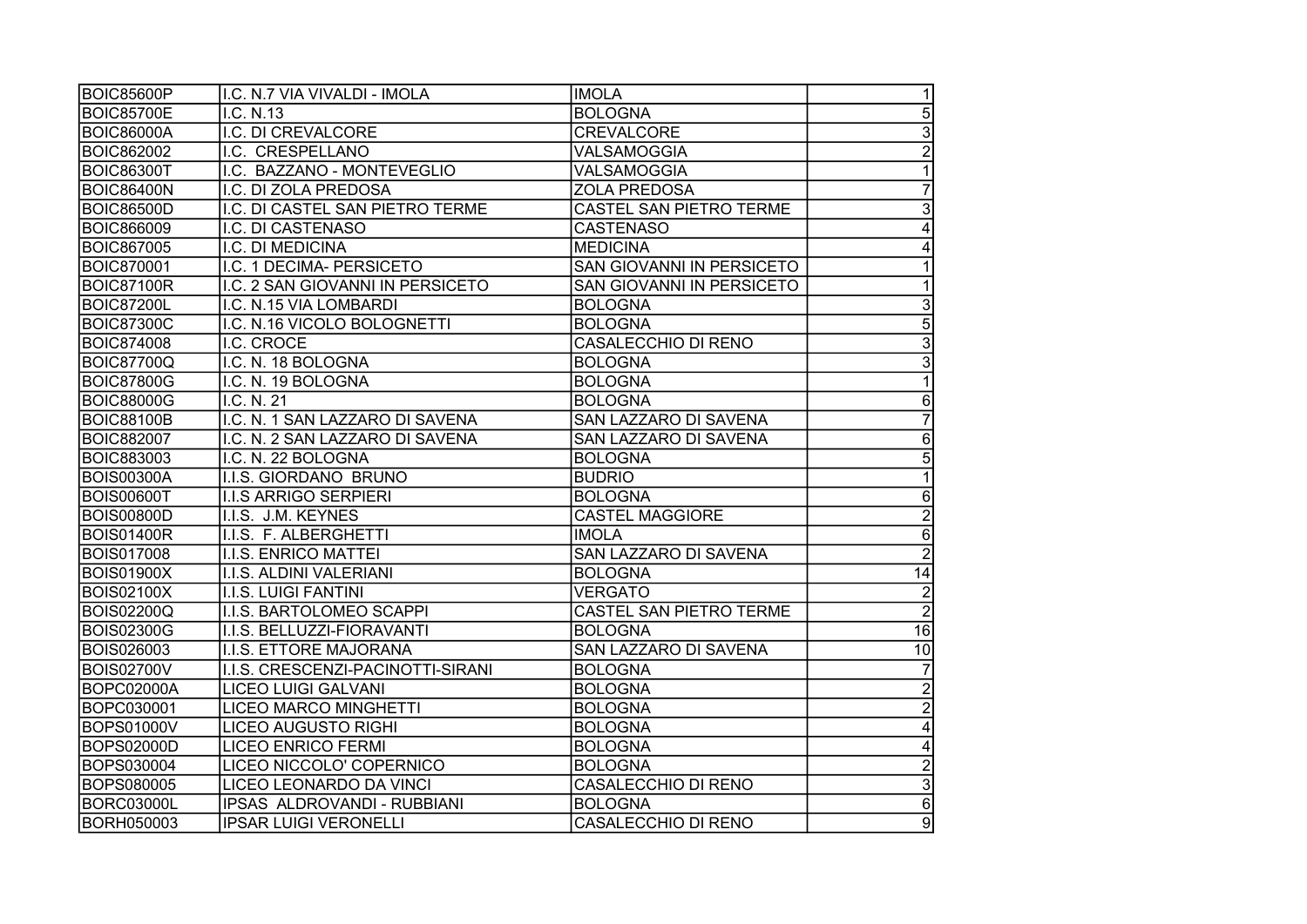| | | | |
|---|---|---|---|
| BOIC85600P | I.C. N.7 VIA VIVALDI - IMOLA | IMOLA | 1 |
| BOIC85700E | I.C. N.13 | BOLOGNA | 5 |
| BOIC86000A | I.C. DI CREVALCORE | CREVALCORE | 3 |
| BOIC862002 | I.C. CRESPELLANO | VALSAMOGGIA | 2 |
| BOIC86300T | I.C. BAZZANO - MONTEVEGLIO | VALSAMOGGIA | 1 |
| BOIC86400N | I.C. DI ZOLA PREDOSA | ZOLA PREDOSA | 7 |
| BOIC86500D | I.C. DI CASTEL SAN PIETRO TERME | CASTEL SAN PIETRO TERME | 3 |
| BOIC866009 | I.C. DI CASTENASO | CASTENASO | 4 |
| BOIC867005 | I.C. DI MEDICINA | MEDICINA | 4 |
| BOIC870001 | I.C. 1 DECIMA- PERSICETO | SAN GIOVANNI IN PERSICETO | 1 |
| BOIC87100R | I.C. 2 SAN GIOVANNI IN PERSICETO | SAN GIOVANNI IN PERSICETO | 1 |
| BOIC87200L | I.C. N.15 VIA LOMBARDI | BOLOGNA | 3 |
| BOIC87300C | I.C. N.16 VICOLO BOLOGNETTI | BOLOGNA | 5 |
| BOIC874008 | I.C. CROCE | CASALECCHIO DI RENO | 3 |
| BOIC87700Q | I.C. N. 18 BOLOGNA | BOLOGNA | 3 |
| BOIC87800G | I.C. N. 19 BOLOGNA | BOLOGNA | 1 |
| BOIC88000G | I.C. N. 21 | BOLOGNA | 6 |
| BOIC88100B | I.C. N. 1 SAN LAZZARO DI SAVENA | SAN LAZZARO DI SAVENA | 7 |
| BOIC882007 | I.C. N. 2 SAN LAZZARO DI SAVENA | SAN LAZZARO DI SAVENA | 6 |
| BOIC883003 | I.C. N. 22 BOLOGNA | BOLOGNA | 5 |
| BOIS00300A | I.I.S. GIORDANO BRUNO | BUDRIO | 1 |
| BOIS00600T | I.I.S ARRIGO SERPIERI | BOLOGNA | 6 |
| BOIS00800D | I.I.S. J.M. KEYNES | CASTEL MAGGIORE | 2 |
| BOIS01400R | I.I.S. F. ALBERGHETTI | IMOLA | 6 |
| BOIS017008 | I.I.S. ENRICO MATTEI | SAN LAZZARO DI SAVENA | 2 |
| BOIS01900X | I.I.S. ALDINI VALERIANI | BOLOGNA | 14 |
| BOIS02100X | I.I.S. LUIGI FANTINI | VERGATO | 2 |
| BOIS02200Q | I.I.S. BARTOLOMEO SCAPPI | CASTEL SAN PIETRO TERME | 2 |
| BOIS02300G | I.I.S. BELLUZZI-FIORAVANTI | BOLOGNA | 16 |
| BOIS026003 | I.I.S. ETTORE MAJORANA | SAN LAZZARO DI SAVENA | 10 |
| BOIS02700V | I.I.S. CRESCENZI-PACINOTTI-SIRANI | BOLOGNA | 7 |
| BOPC02000A | LICEO LUIGI GALVANI | BOLOGNA | 2 |
| BOPC030001 | LICEO MARCO MINGHETTI | BOLOGNA | 2 |
| BOPS01000V | LICEO AUGUSTO RIGHI | BOLOGNA | 4 |
| BOPS02000D | LICEO ENRICO FERMI | BOLOGNA | 4 |
| BOPS030004 | LICEO NICCOLO' COPERNICO | BOLOGNA | 2 |
| BOPS080005 | LICEO LEONARDO DA VINCI | CASALECCHIO DI RENO | 3 |
| BORC03000L | IPSAS ALDROVANDI - RUBBIANI | BOLOGNA | 6 |
| BORH050003 | IPSAR LUIGI VERONELLI | CASALECCHIO DI RENO | 9 |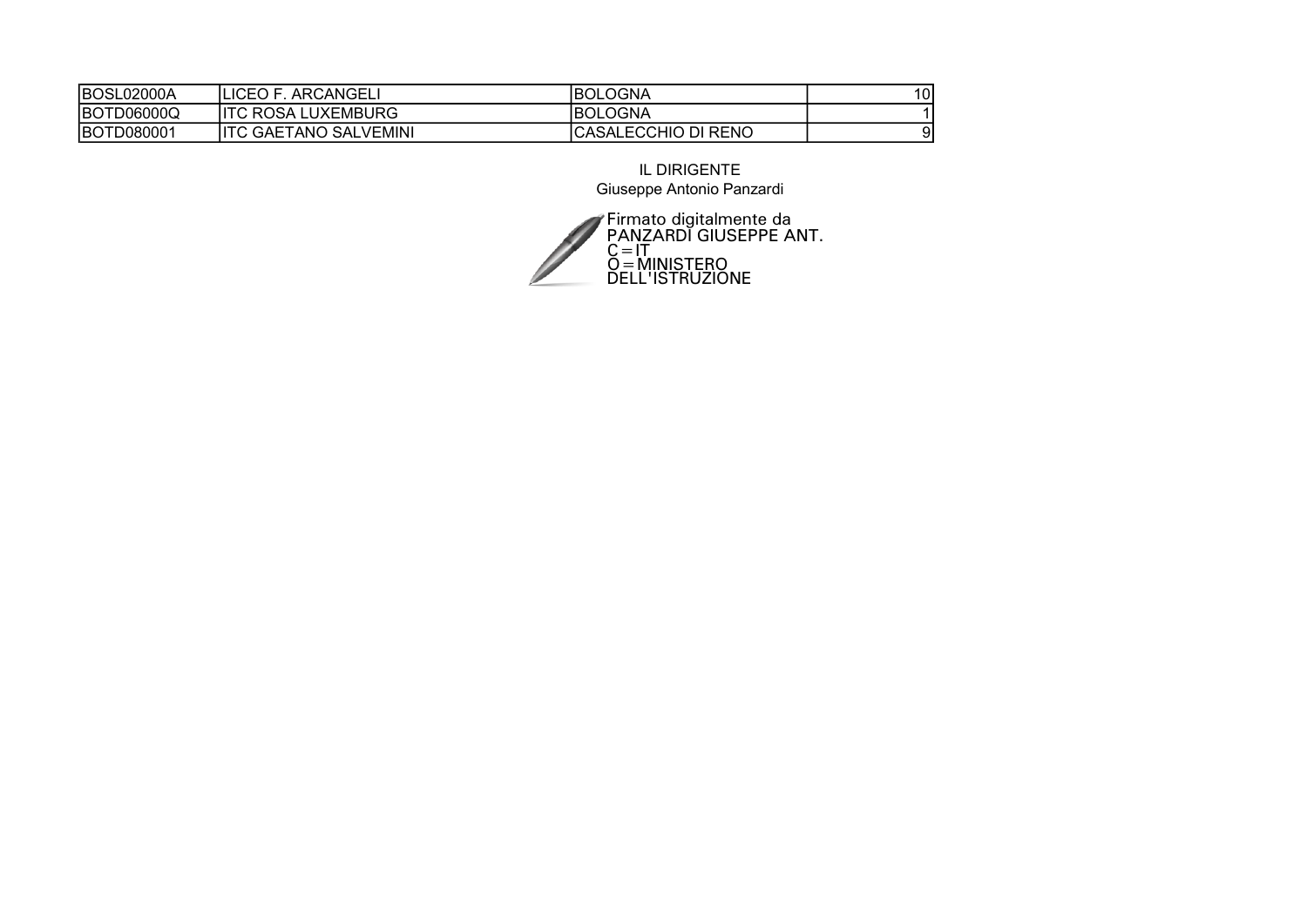| | | | |
|---|---|---|---|
| BOSL02000A | LICEO F. ARCANGELI | BOLOGNA | 10 |
| BOTD06000Q | ITC ROSA LUXEMBURG | BOLOGNA | 1 |
| BOTD080001 | ITC GAETANO SALVEMINI | CASALECCHIO DI RENO | 9 |

IL DIRIGENTE
Giuseppe Antonio Panzardi

Firmato digitalmente da
PANZARDI GIUSEPPE ANT.
C=IT
O=MINISTERO
DELL'ISTRUZIONE